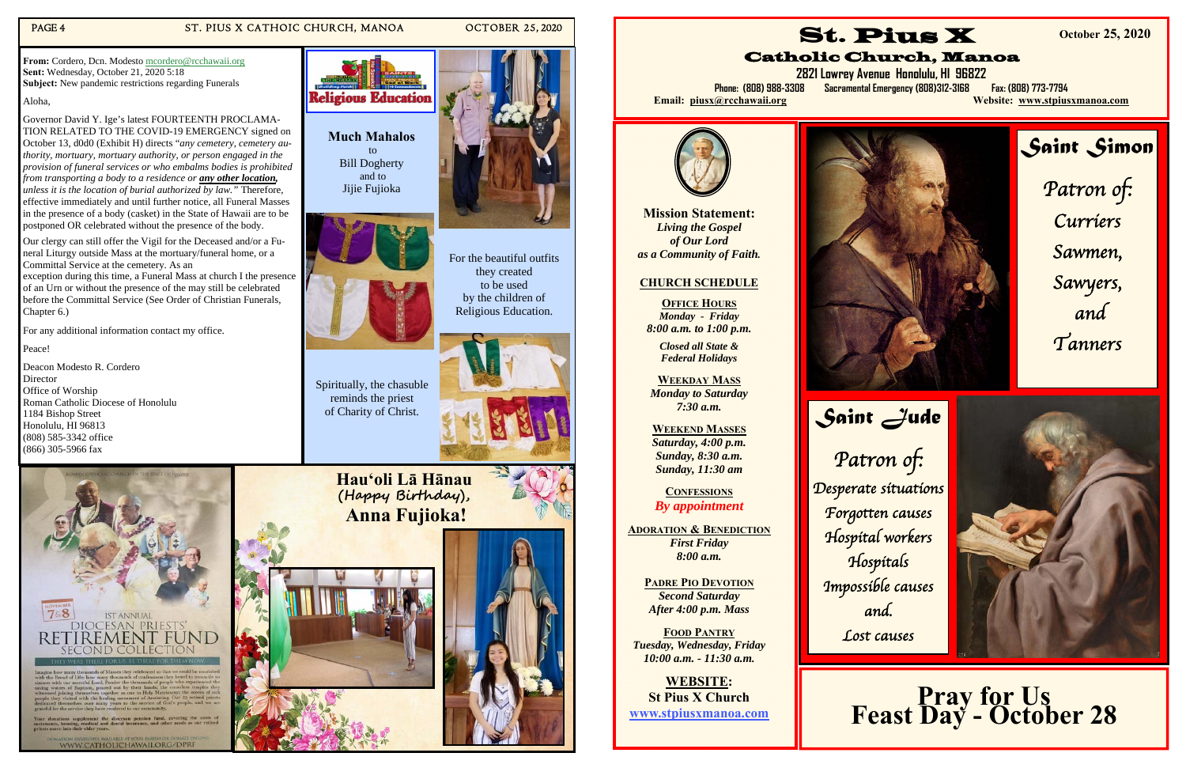From: Cordero, Dcn. Modesto mcordero@rcchawaii.org
Sent: Wednesday, October 21, 2020 5:18
Subject: New pandemic restrictions regarding Funerals

Aloha,

Governor David Y. Ige's latest FOURTEENTH PROCLAMATION RELATED TO THE COVID-19 EMERGENCY signed on October 13, d0d0 (Exhibit H) directs "*any cemetery, cemetery authority, mortuary, mortuary authority, or person engaged in the provision of funeral services or who embalms bodies is prohibited from transporting a body to a residence or* ***any other location,*** *unless it is the location of burial authorized by law.*" Therefore, effective immediately and until further notice, all Funeral Masses in the presence of a body (casket) in the State of Hawaii are to be postponed OR celebrated without the presence of the body.

Our clergy can still offer the Vigil for the Deceased and/or a Funeral Liturgy outside Mass at the mortuary/funeral home, or a Committal Service at the cemetery. As an exception during this time, a Funeral Mass at church I the presence of an Urn or without the presence of the may still be celebrated before the Committal Service (See Order of Christian Funerals, Chapter 6.)

For any additional information contact my office.

Peace!

Deacon Modesto R. Cordero
Director
Office of Worship
Roman Catholic Diocese of Honolulu
1184 Bishop Street
Honolulu, HI 96813
(808) 585-3342 office
(866) 305-5966 fax

**Religious Education**

**Much Mahalos**
to
Bill Dogherty
and to
Jijie Fujioka

For the beautiful outfits they created to be used by the children of Religious Education.

Spiritually, the chasuble reminds the priest of Charity of Christ.

NOVEMBER 7&8
1ST ANNUAL
DIOCESAN PRIESTS' RETIREMENT FUND
SECOND COLLECTION
THEY WERE THERE FOR US. BE THERE FOR THEM NOW.

WWW.CATHOLICHAWAII.ORG/DPRF

**Hau'oli Lā Hānau**
(Happy Birthday),
**Anna Fujioka!**

# St. Pius X
## Catholic Church, Manoa

October 25, 2020

2821 Lowrey Avenue Honolulu, HI 96822
Phone: (808) 988-3308 Sacramental Emergency (808)312-3168 Fax: (808) 773-7794
Email: piusx@rcchawaii.org Website: www.stpiusxmanoa.com

**Mission Statement:**
*Living the Gospel of Our Lord as a Community of Faith.*

**CHURCH SCHEDULE**

**OFFICE HOURS**
*Monday - Friday*
*8:00 a.m. to 1:00 p.m.*
*Closed all State & Federal Holidays*

**WEEKDAY MASS**
*Monday to Saturday*
*7:30 a.m.*

**WEEKEND MASSES**
*Saturday, 4:00 p.m.*
*Sunday, 8:30 a.m.*
*Sunday, 11:30 am*

**CONFESSIONS**
*By appointment*

**ADORATION & BENEDICTION**
*First Friday*
*8:00 a.m.*

**PADRE PIO DEVOTION**
*Second Saturday*
*After 4:00 p.m. Mass*

**FOOD PANTRY**
*Tuesday, Wednesday, Friday*
*10:00 a.m. - 11:30 a.m.*

**WEBSITE:**
**St Pius X Church**
www.stpiusxmanoa.com

## Saint Simon
Patron of: Curriers, Sawmen, Sawyers, and Tanners

## Saint Jude
Patron of: Desperate situations, Forgotten causes, Hospital workers, Hospitals, Impossible causes and Lost causes

**Pray for Us**
**Feast Day - October 28**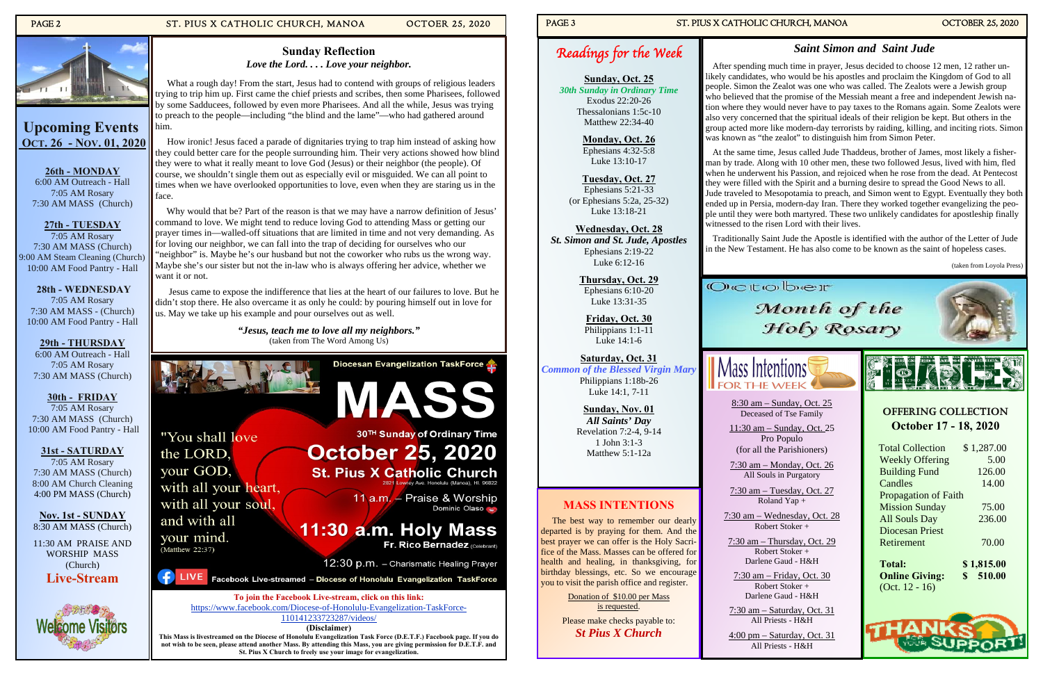## Upcoming Events
**Oct. 26 - Nov. 01, 2020**

**26th - MONDAY**
6:00 AM Outreach - Hall
7:05 AM Rosary
7:30 AM MASS (Church)

**27th - TUESDAY**
7:05 AM Rosary
7:30 AM MASS (Church)
9:00 AM Steam Cleaning (Church)
10:00 AM Food Pantry - Hall

**28th - WEDNESDAY**
7:05 AM Rosary
7:30 AM MASS - (Church)
10:00 AM Food Pantry - Hall

**29th - THURSDAY**
6:00 AM Outreach - Hall
7:05 AM Rosary
7:30 AM MASS (Church)

**30th - FRIDAY**
7:05 AM Rosary
7:30 AM MASS (Church)
10:00 AM Food Pantry - Hall

**31st - SATURDAY**
7:05 AM Rosary
7:30 AM MASS (Church)
8:00 AM Church Cleaning
4:00 PM MASS (Church)

**Nov. 1st - SUNDAY**
8:30 AM MASS (Church)
11:30 AM PRAISE AND WORSHIP MASS (Church)
**Live-Stream**

Welcome Visitors

## Sunday Reflection
*Love the Lord. . . . Love your neighbor.*

What a rough day! From the start, Jesus had to contend with groups of religious leaders trying to trip him up. First came the chief priests and scribes, then some Pharisees, followed by some Sadducees, followed by even more Pharisees. And all the while, Jesus was trying to preach to the people—including "the blind and the lame"—who had gathered around him.

How ironic! Jesus faced a parade of dignitaries trying to trap him instead of asking how they could better care for the people surrounding him. Their very actions showed how blind they were to what it really meant to love God (Jesus) or their neighbor (the people). Of course, we shouldn't single them out as especially evil or misguided. We can all point to times when we have overlooked opportunities to love, even when they are staring us in the face.

Why would that be? Part of the reason is that we may have a narrow definition of Jesus' command to love. We might tend to reduce loving God to attending Mass or getting our prayer times in—walled-off situations that are limited in time and not very demanding. As for loving our neighbor, we can fall into the trap of deciding for ourselves who our "neighbor" is. Maybe he's our husband but not the coworker who rubs us the wrong way. Maybe she's our sister but not the in-law who is always offering her advice, whether we want it or not.

Jesus came to expose the indifference that lies at the heart of our failures to love. But he didn't stop there. He also overcame it as only he could: by pouring himself out in love for us. May we take up his example and pour ourselves out as well.

***"Jesus, teach me to love all my neighbors."***
(taken from The Word Among Us)

Diocesan Evangelization TaskForce

# MASS

30TH Sunday of Ordinary Time
**October 25, 2020**
**St. Pius X Catholic Church**
2821 Lowrey Ave. Honolulu (Manoa), HI. 96822

"You shall love the LORD, your GOD, with all your heart, with all your soul, and with all your mind. (Matthew 22:37)

11 a.m. – Praise & Worship
Dominic Olaso

**11:30 a.m. Holy Mass**
Fr. Rico Bernadez (Celebrant)

12:30 p.m. – Charismatic Healing Prayer

LIVE Facebook Live-streamed – Diocese of Honolulu Evangelization TaskForce

**To join the Facebook Live-stream, click on this link:**
https://www.facebook.com/Diocese-of-Honolulu-Evangelization-TaskForce-110141233723287/videos/

**(Disclaimer)**
**This Mass is livestreamed on the Diocese of Honolulu Evangelization Task Force (D.E.T.F.) Facebook page. If you do not wish to be seen, please attend another Mass. By attending this Mass, you are giving permission for D.E.T.F. and St. Pius X Church to freely use your image for evangelization.**

## Readings for the Week

**Sunday, Oct. 25**
*30th Sunday in Ordinary Time*
Exodus 22:20-26
Thessalonians 1:5c-10
Matthew 22:34-40

**Monday, Oct. 26**
Ephesians 4:32-5:8
Luke 13:10-17

**Tuesday, Oct. 27**
Ephesians 5:21-33
(or Ephesians 5:2a, 25-32)
Luke 13:18-21

**Wednesday, Oct. 28**
***St. Simon and St. Jude, Apostles***
Ephesians 2:19-22
Luke 6:12-16

**Thursday, Oct. 29**
Ephesians 6:10-20
Luke 13:31-35

**Friday, Oct. 30**
Philippians 1:1-11
Luke 14:1-6

**Saturday, Oct. 31**
*Common of the Blessed Virgin Mary*
Philippians 1:18b-26
Luke 14:1, 7-11

**Sunday, Nov. 01**
***All Saints' Day***
Revelation 7:2-4, 9-14
1 John 3:1-3
Matthew 5:1-12a

## MASS INTENTIONS

The best way to remember our dearly departed is by praying for them. And the best prayer we can offer is the Holy Sacrifice of the Holy Mass. Masses can be offered for health and healing, in thanksgiving, for birthday blessings, etc. So we encourage you to visit the parish office and register.

Donation of $10.00 per Mass is requested.

Please make checks payable to:
***St Pius X Church***

## Saint Simon and Saint Jude

After spending much time in prayer, Jesus decided to choose 12 men, 12 rather unlikely candidates, who would be his apostles and proclaim the Kingdom of God to all people. Simon the Zealot was one who was called. The Zealots were a Jewish group who believed that the promise of the Messiah meant a free and independent Jewish nation where they would never have to pay taxes to the Romans again. Some Zealots were also very concerned that the spiritual ideals of their religion be kept. But others in the group acted more like modern-day terrorists by raiding, killing, and inciting riots. Simon was known as "the zealot" to distinguish him from Simon Peter.

At the same time, Jesus called Jude Thaddeus, brother of James, most likely a fisherman by trade. Along with 10 other men, these two followed Jesus, lived with him, fled when he underwent his Passion, and rejoiced when he rose from the dead. At Pentecost they were filled with the Spirit and a burning desire to spread the Good News to all. Jude traveled to Mesopotamia to preach, and Simon went to Egypt. Eventually they both ended up in Persia, modern-day Iran. There they worked together evangelizing the people until they were both martyred. These two unlikely candidates for apostleship finally witnessed to the risen Lord with their lives.

Traditionally Saint Jude the Apostle is identified with the author of the Letter of Jude in the New Testament. He has also come to be known as the saint of hopeless cases.

(taken from Loyola Press)

October
Month of the Holy Rosary

## Mass Intentions FOR THE WEEK

8:30 am – Sunday, Oct. 25
Deceased of Tse Family

11:30 am – Sunday, Oct. 25
Pro Populo
(for all the Parishioners)

7:30 am – Monday, Oct. 26
All Souls in Purgatory

7:30 am – Tuesday, Oct. 27
Roland Yap +

7:30 am – Wednesday, Oct. 28
Robert Stoker +

7:30 am – Thursday, Oct. 29
Robert Stoker +
Darlene Gaud - H&H

7:30 am – Friday, Oct. 30
Robert Stoker +
Darlene Gaud - H&H

7:30 am – Saturday, Oct. 31
All Priests - H&H

4:00 pm – Saturday, Oct. 31
All Priests - H&H

## FINANCES

**OFFERING COLLECTION**
**October 17 - 18, 2020**

| | |
|---|---|
| Total Collection | $ 1,287.00 |
| Weekly Offering | 5.00 |
| Building Fund | 126.00 |
| Candles | 14.00 |
| Propagation of Faith Mission Sunday | 75.00 |
| All Souls Day | 236.00 |
| Diocesan Priest Retirement | 70.00 |
| **Total:** | **$ 1,815.00** |
| **Online Giving:** (Oct. 12 - 16) | **$ 510.00** |

THANKS FOR YOUR SUPPORT!